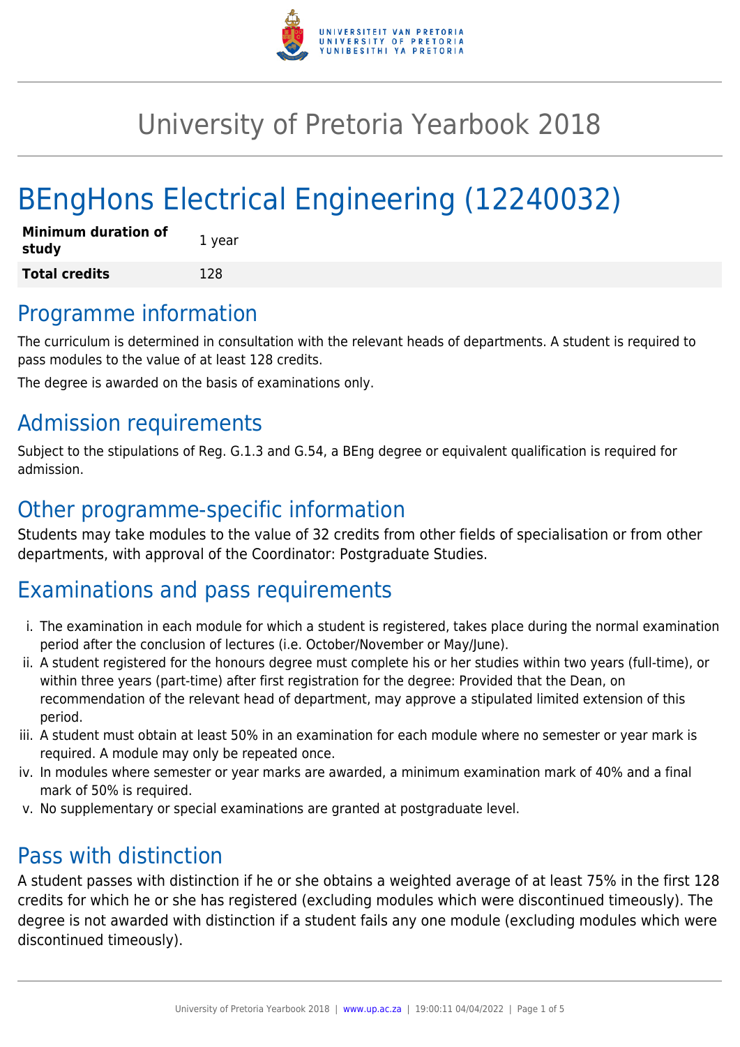# University of Pretoria Yearbook 2018

# BEngHons Electrical Engineering (12240032)

| **Minimum duration of study** | 1 year |
|---|---|
| **Total credits** | 128 |

## Programme information

The curriculum is determined in consultation with the relevant heads of departments. A student is required to pass modules to the value of at least 128 credits.

The degree is awarded on the basis of examinations only.

## Admission requirements

Subject to the stipulations of Reg. G.1.3 and G.54, a BEng degree or equivalent qualification is required for admission.

## Other programme-specific information

Students may take modules to the value of 32 credits from other fields of specialisation or from other departments, with approval of the Coordinator: Postgraduate Studies.

## Examinations and pass requirements

i. The examination in each module for which a student is registered, takes place during the normal examination period after the conclusion of lectures (i.e. October/November or May/June).
ii. A student registered for the honours degree must complete his or her studies within two years (full-time), or within three years (part-time) after first registration for the degree: Provided that the Dean, on recommendation of the relevant head of department, may approve a stipulated limited extension of this period.
iii. A student must obtain at least 50% in an examination for each module where no semester or year mark is required. A module may only be repeated once.
iv. In modules where semester or year marks are awarded, a minimum examination mark of 40% and a final mark of 50% is required.
v. No supplementary or special examinations are granted at postgraduate level.

## Pass with distinction

A student passes with distinction if he or she obtains a weighted average of at least 75% in the first 128 credits for which he or she has registered (excluding modules which were discontinued timeously). The degree is not awarded with distinction if a student fails any one module (excluding modules which were discontinued timeously).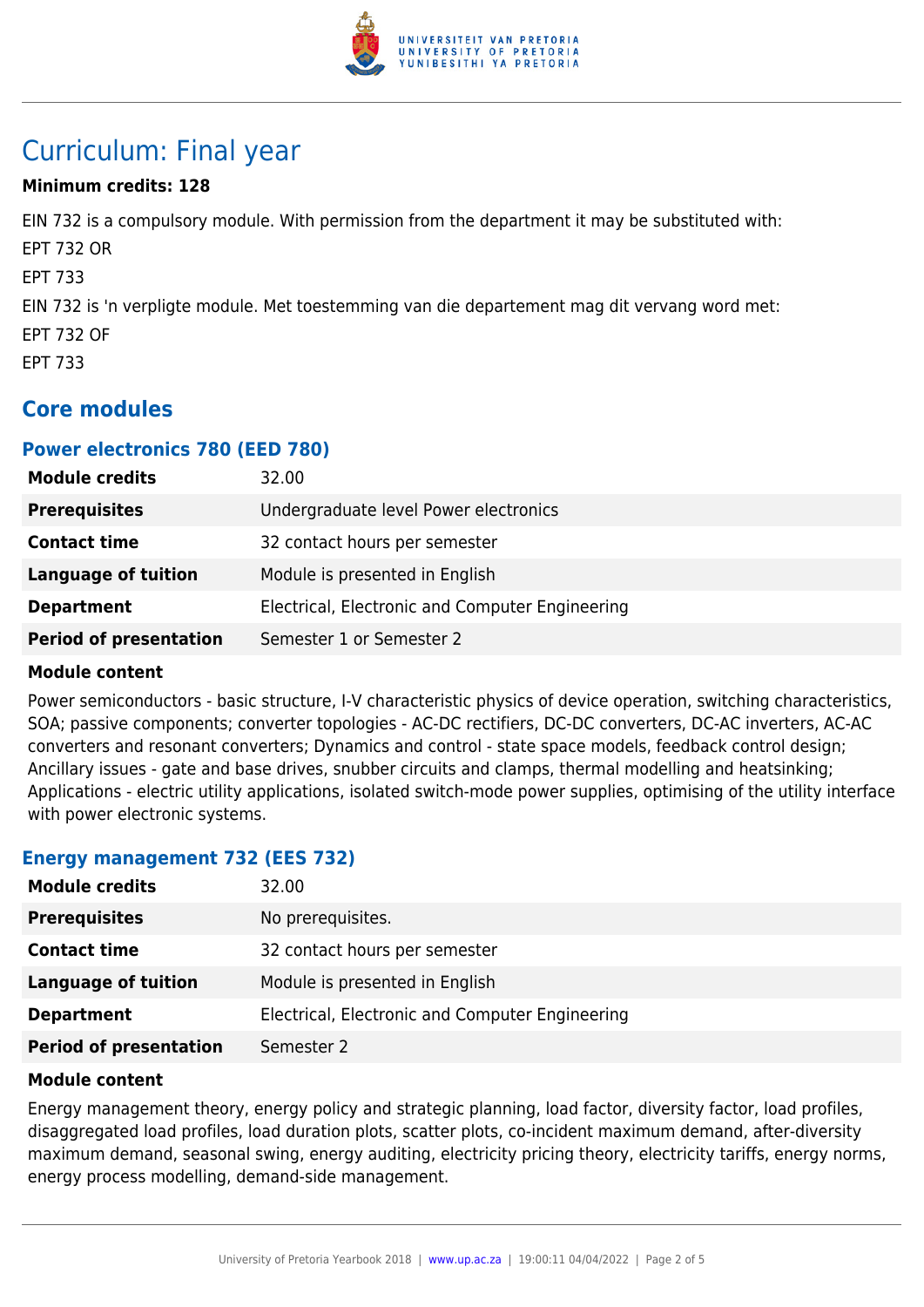# Curriculum: Final year

**Minimum credits: 128**

EIN 732 is a compulsory module. With permission from the department it may be substituted with:

EPT 732 OR

EPT 733

EIN 732 is 'n verpligte module. Met toestemming van die departement mag dit vervang word met:

EPT 732 OF

EPT 733

## Core modules

### Power electronics 780 (EED 780)

| | |
|---|---|
| **Module credits** | 32.00 |
| **Prerequisites** | Undergraduate level Power electronics |
| **Contact time** | 32 contact hours per semester |
| **Language of tuition** | Module is presented in English |
| **Department** | Electrical, Electronic and Computer Engineering |
| **Period of presentation** | Semester 1 or Semester 2 |

**Module content**

Power semiconductors - basic structure, I-V characteristic physics of device operation, switching characteristics, SOA; passive components; converter topologies - AC-DC rectifiers, DC-DC converters, DC-AC inverters, AC-AC converters and resonant converters; Dynamics and control - state space models, feedback control design; Ancillary issues - gate and base drives, snubber circuits and clamps, thermal modelling and heatsinking; Applications - electric utility applications, isolated switch-mode power supplies, optimising of the utility interface with power electronic systems.

### Energy management 732 (EES 732)

| | |
|---|---|
| **Module credits** | 32.00 |
| **Prerequisites** | No prerequisites. |
| **Contact time** | 32 contact hours per semester |
| **Language of tuition** | Module is presented in English |
| **Department** | Electrical, Electronic and Computer Engineering |
| **Period of presentation** | Semester 2 |

**Module content**

Energy management theory, energy policy and strategic planning, load factor, diversity factor, load profiles, disaggregated load profiles, load duration plots, scatter plots, co-incident maximum demand, after-diversity maximum demand, seasonal swing, energy auditing, electricity pricing theory, electricity tariffs, energy norms, energy process modelling, demand-side management.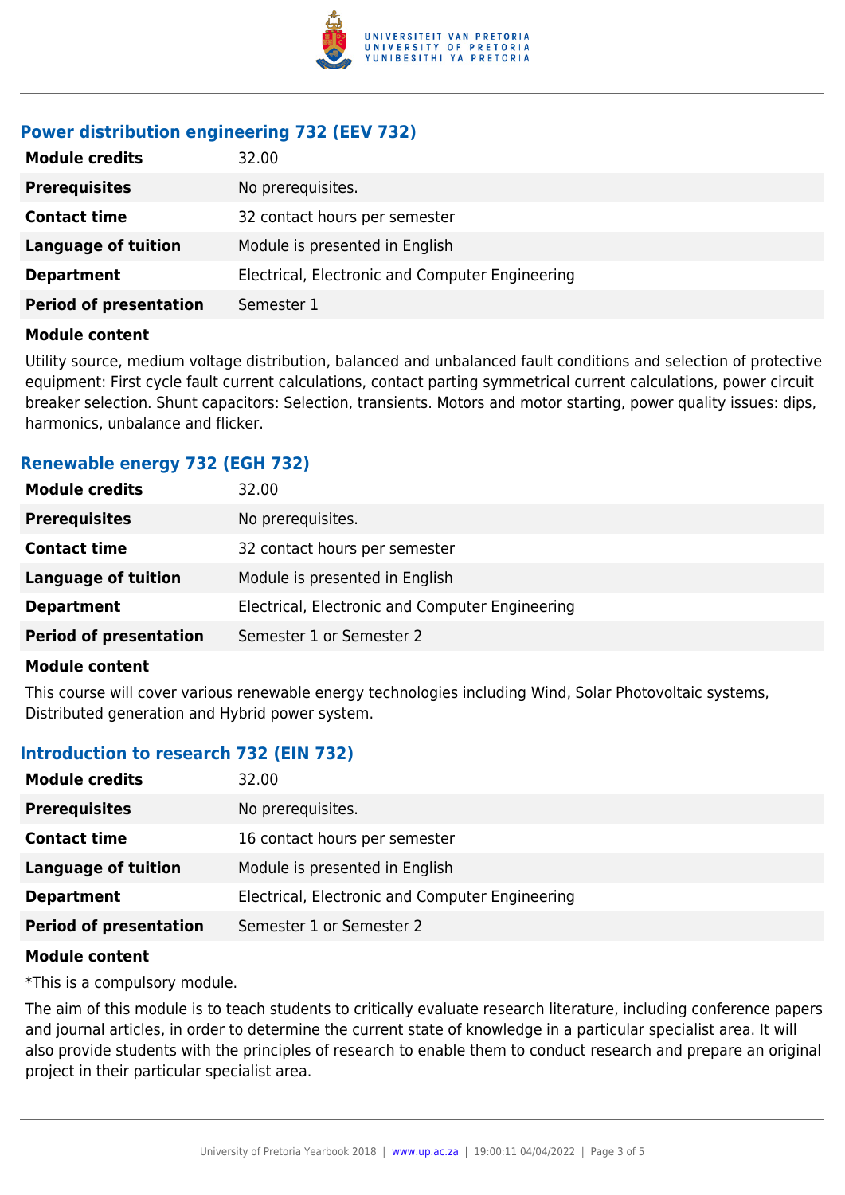### Power distribution engineering 732 (EEV 732)

| | |
|---|---|
| **Module credits** | 32.00 |
| **Prerequisites** | No prerequisites. |
| **Contact time** | 32 contact hours per semester |
| **Language of tuition** | Module is presented in English |
| **Department** | Electrical, Electronic and Computer Engineering |
| **Period of presentation** | Semester 1 |

**Module content**

Utility source, medium voltage distribution, balanced and unbalanced fault conditions and selection of protective equipment: First cycle fault current calculations, contact parting symmetrical current calculations, power circuit breaker selection. Shunt capacitors: Selection, transients. Motors and motor starting, power quality issues: dips, harmonics, unbalance and flicker.

### Renewable energy 732 (EGH 732)

| | |
|---|---|
| **Module credits** | 32.00 |
| **Prerequisites** | No prerequisites. |
| **Contact time** | 32 contact hours per semester |
| **Language of tuition** | Module is presented in English |
| **Department** | Electrical, Electronic and Computer Engineering |
| **Period of presentation** | Semester 1 or Semester 2 |

**Module content**

This course will cover various renewable energy technologies including Wind, Solar Photovoltaic systems, Distributed generation and Hybrid power system.

### Introduction to research 732 (EIN 732)

| | |
|---|---|
| **Module credits** | 32.00 |
| **Prerequisites** | No prerequisites. |
| **Contact time** | 16 contact hours per semester |
| **Language of tuition** | Module is presented in English |
| **Department** | Electrical, Electronic and Computer Engineering |
| **Period of presentation** | Semester 1 or Semester 2 |

**Module content**

*This is a compulsory module.

The aim of this module is to teach students to critically evaluate research literature, including conference papers and journal articles, in order to determine the current state of knowledge in a particular specialist area. It will also provide students with the principles of research to enable them to conduct research and prepare an original project in their particular specialist area.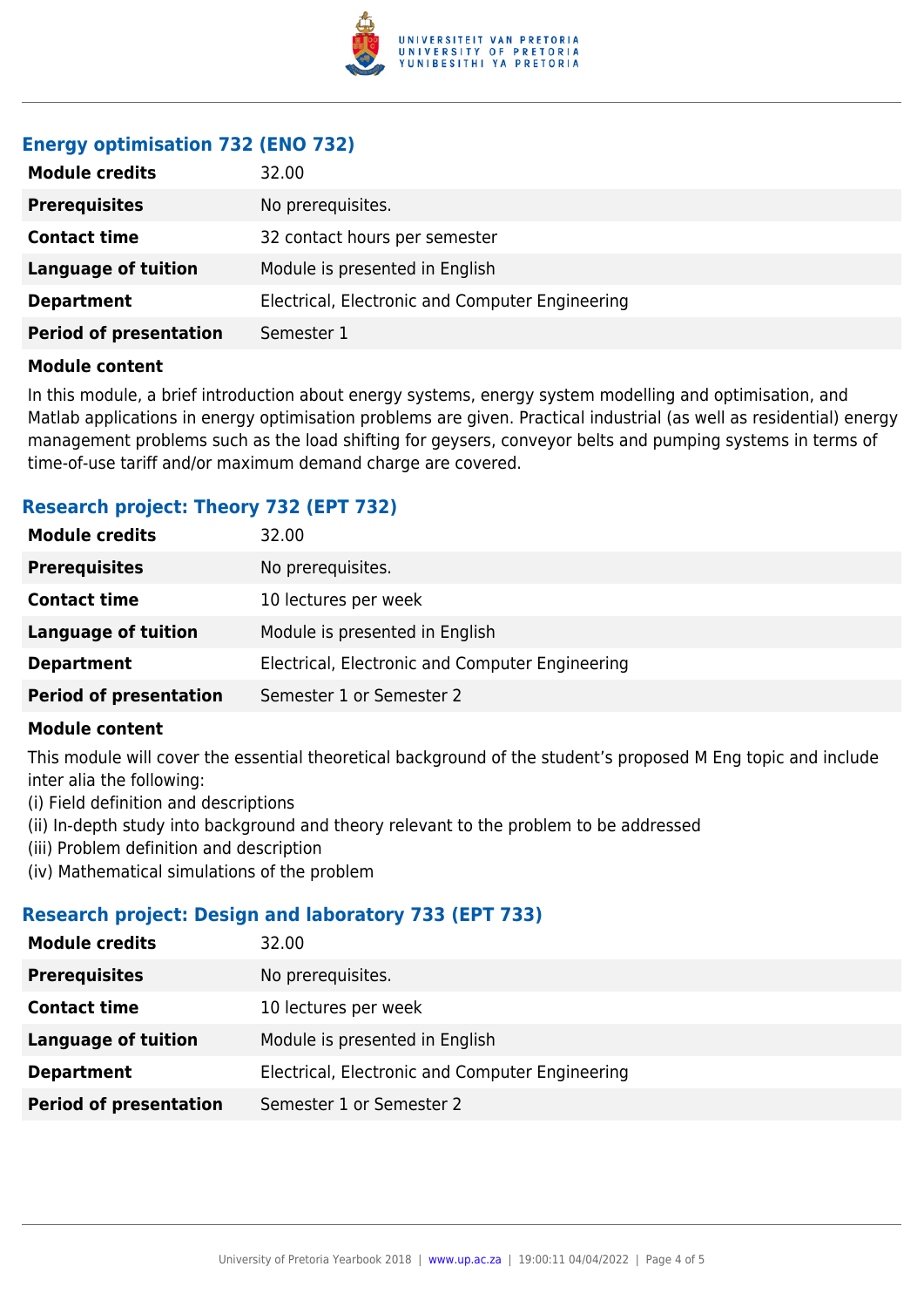### Energy optimisation 732 (ENO 732)

| | |
|---|---|
| **Module credits** | 32.00 |
| **Prerequisites** | No prerequisites. |
| **Contact time** | 32 contact hours per semester |
| **Language of tuition** | Module is presented in English |
| **Department** | Electrical, Electronic and Computer Engineering |
| **Period of presentation** | Semester 1 |

**Module content**

In this module, a brief introduction about energy systems, energy system modelling and optimisation, and Matlab applications in energy optimisation problems are given. Practical industrial (as well as residential) energy management problems such as the load shifting for geysers, conveyor belts and pumping systems in terms of time-of-use tariff and/or maximum demand charge are covered.

### Research project: Theory 732 (EPT 732)

| | |
|---|---|
| **Module credits** | 32.00 |
| **Prerequisites** | No prerequisites. |
| **Contact time** | 10 lectures per week |
| **Language of tuition** | Module is presented in English |
| **Department** | Electrical, Electronic and Computer Engineering |
| **Period of presentation** | Semester 1 or Semester 2 |

**Module content**

This module will cover the essential theoretical background of the student's proposed M Eng topic and include inter alia the following:
(i) Field definition and descriptions
(ii) In-depth study into background and theory relevant to the problem to be addressed
(iii) Problem definition and description
(iv) Mathematical simulations of the problem

### Research project: Design and laboratory 733 (EPT 733)

| | |
|---|---|
| **Module credits** | 32.00 |
| **Prerequisites** | No prerequisites. |
| **Contact time** | 10 lectures per week |
| **Language of tuition** | Module is presented in English |
| **Department** | Electrical, Electronic and Computer Engineering |
| **Period of presentation** | Semester 1 or Semester 2 |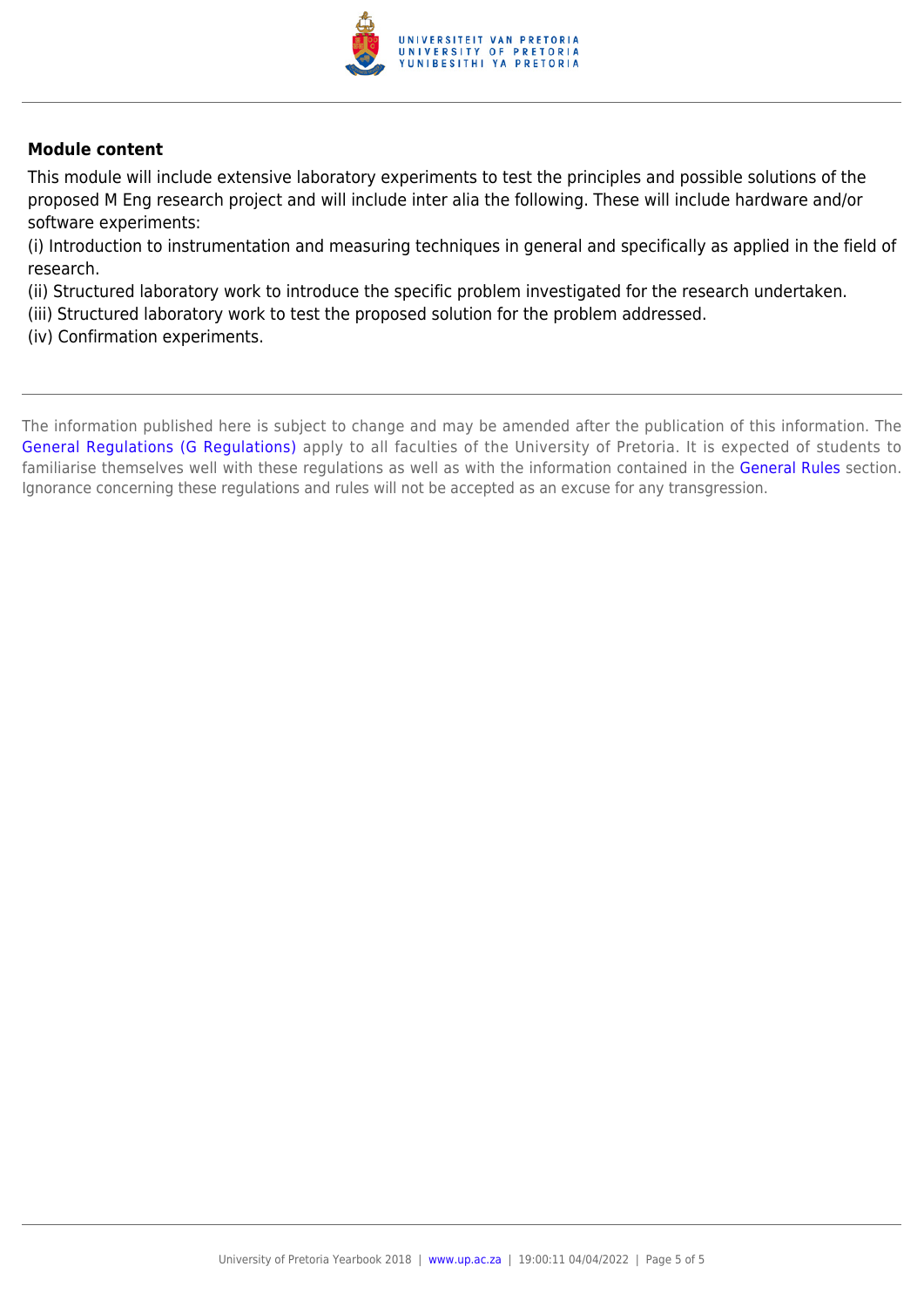**Module content**

This module will include extensive laboratory experiments to test the principles and possible solutions of the proposed M Eng research project and will include inter alia the following. These will include hardware and/or software experiments:

(i) Introduction to instrumentation and measuring techniques in general and specifically as applied in the field of research.

(ii) Structured laboratory work to introduce the specific problem investigated for the research undertaken.

(iii) Structured laboratory work to test the proposed solution for the problem addressed.

(iv) Confirmation experiments.

The information published here is subject to change and may be amended after the publication of this information. The General Regulations (G Regulations) apply to all faculties of the University of Pretoria. It is expected of students to familiarise themselves well with these regulations as well as with the information contained in the General Rules section. Ignorance concerning these regulations and rules will not be accepted as an excuse for any transgression.